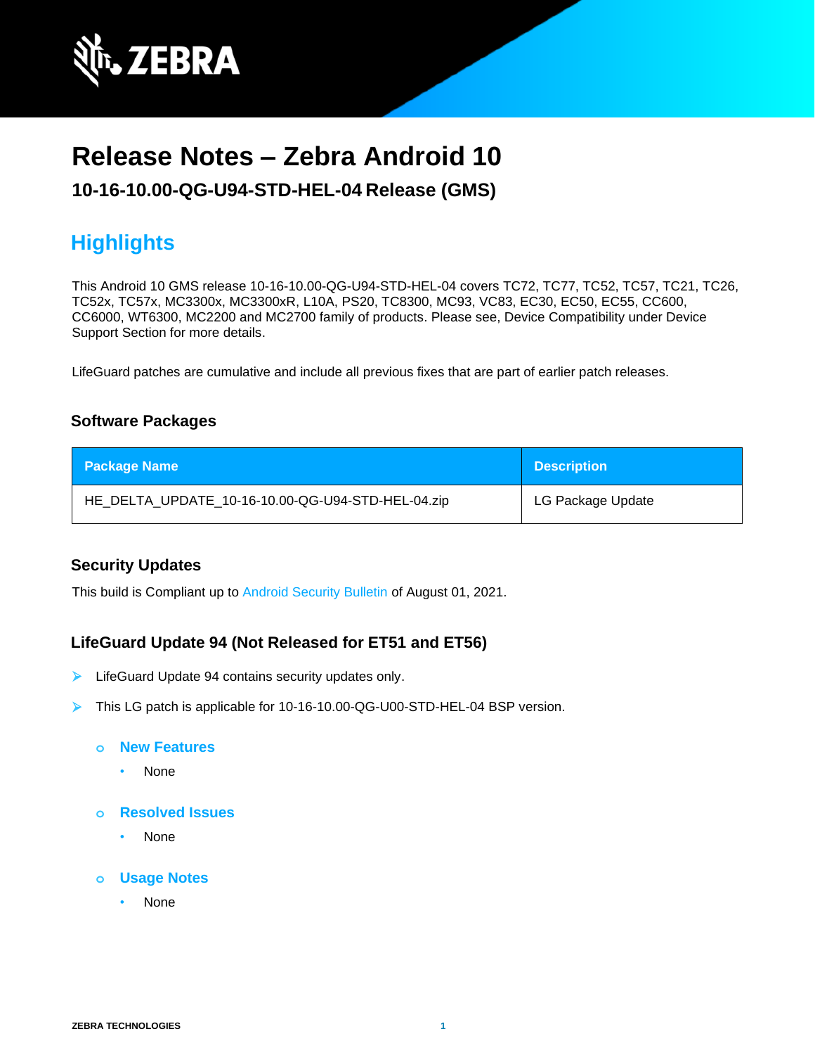# Release Notes – Zebra Android 10

## 10-16-10.00-QG-U94-STD-HEL-04 Release (GMS)

## Highlights

This Android 10 GMS release 10-16-10.00-QG-U94-STD-HEL-04 covers TC72, TC77, TC52, TC57, TC21, TC26, TC52x, TC57x, MC3300x, MC3300xR, L10A, PS20, TC8300, MC93, VC83, EC30, EC50, EC55, CC600, CC6000, WT6300, MC2200 and MC2700 family of products. Please see, Device Compatibility under Device Support Section for more details.

LifeGuard patches are cumulative and include all previous fixes that are part of earlier patch releases.

### Software Packages

| Package Name | Description |
| --- | --- |
| HE_DELTA_UPDATE_10-16-10.00-QG-U94-STD-HEL-04.zip | LG Package Update |

### Security Updates

This build is Compliant up to Android Security Bulletin of August 01, 2021.

### LifeGuard Update 94 (Not Released for ET51 and ET56)

- LifeGuard Update 94 contains security updates only.
- This LG patch is applicable for 10-16-10.00-QG-U00-STD-HEL-04 BSP version.
  - **New Features**
    - None
  - **Resolved Issues**
    - None
  - **Usage Notes**
    - None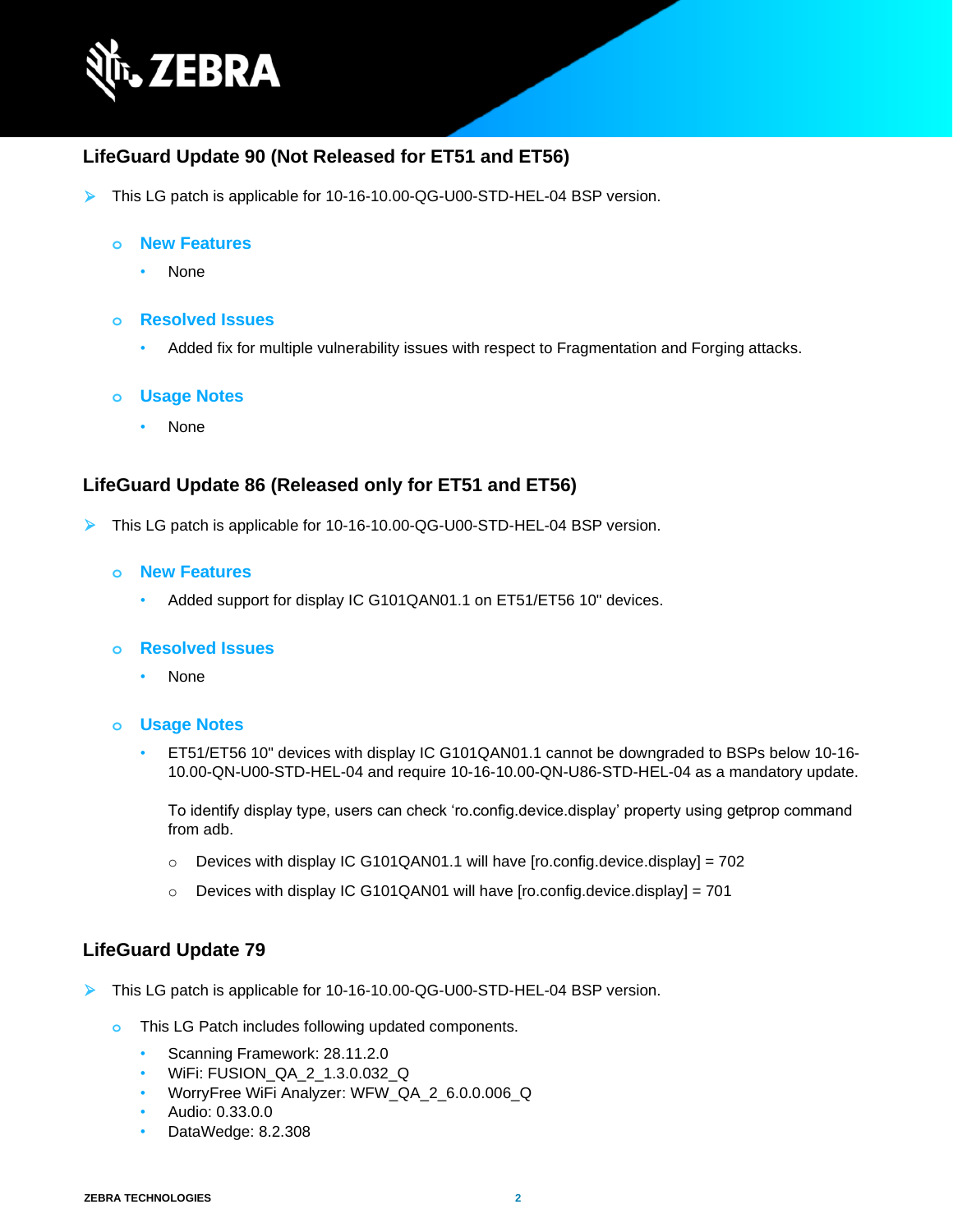## LifeGuard Update 90 (Not Released for ET51 and ET56)

- This LG patch is applicable for 10-16-10.00-QG-U00-STD-HEL-04 BSP version.
  - **New Features**
    - None
  - **Resolved Issues**
    - Added fix for multiple vulnerability issues with respect to Fragmentation and Forging attacks.
  - **Usage Notes**
    - None

## LifeGuard Update 86 (Released only for ET51 and ET56)

- This LG patch is applicable for 10-16-10.00-QG-U00-STD-HEL-04 BSP version.
  - **New Features**
    - Added support for display IC G101QAN01.1 on ET51/ET56 10" devices.
  - **Resolved Issues**
    - None
  - **Usage Notes**
    - ET51/ET56 10" devices with display IC G101QAN01.1 cannot be downgraded to BSPs below 10-16-10.00-QN-U00-STD-HEL-04 and require 10-16-10.00-QN-U86-STD-HEL-04 as a mandatory update.

      To identify display type, users can check 'ro.config.device.display' property using getprop command from adb.

      - Devices with display IC G101QAN01.1 will have [ro.config.device.display] = 702
      - Devices with display IC G101QAN01 will have [ro.config.device.display] = 701

## LifeGuard Update 79

- This LG patch is applicable for 10-16-10.00-QG-U00-STD-HEL-04 BSP version.
  - This LG Patch includes following updated components.
    - Scanning Framework: 28.11.2.0
    - WiFi: FUSION_QA_2_1.3.0.032_Q
    - WorryFree WiFi Analyzer: WFW_QA_2_6.0.0.006_Q
    - Audio: 0.33.0.0
    - DataWedge: 8.2.308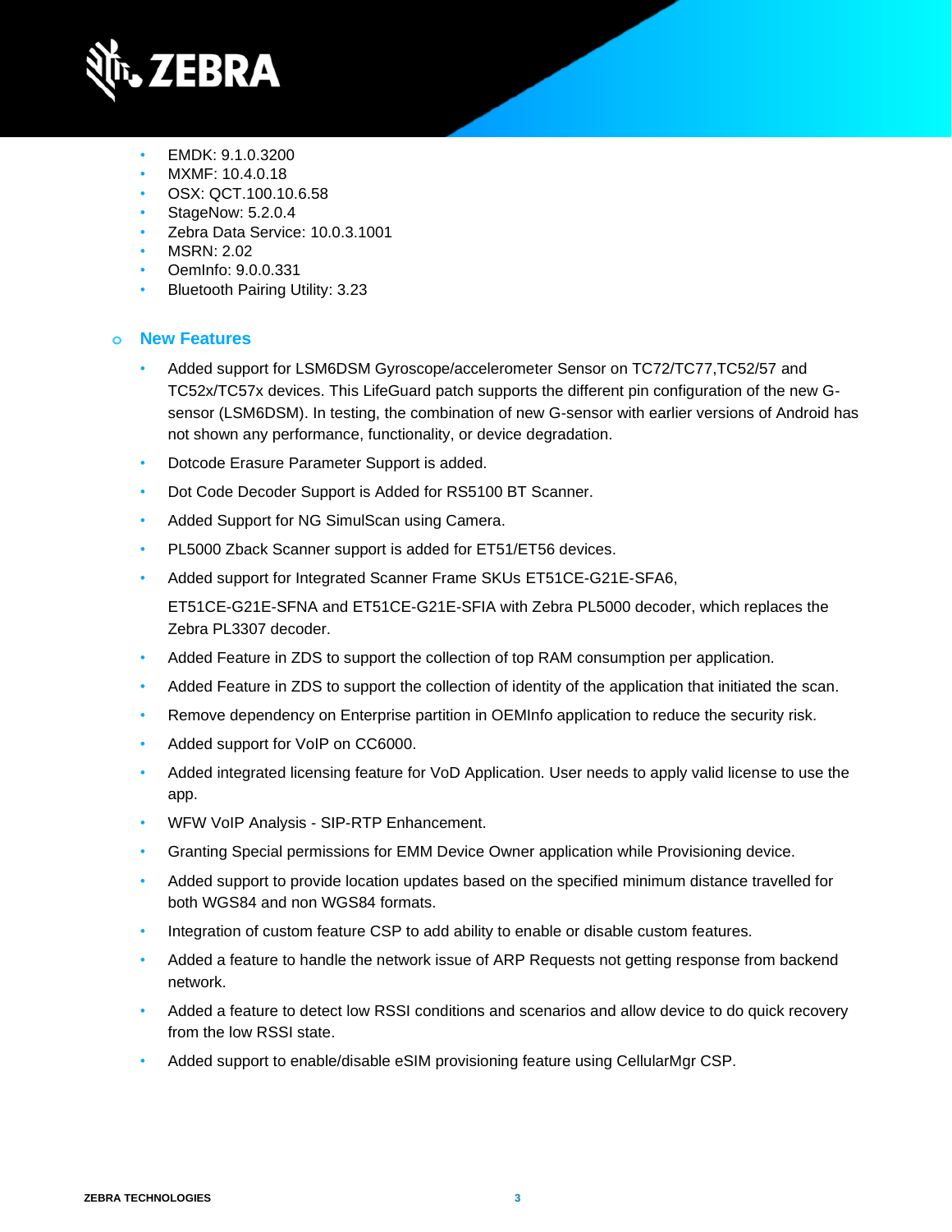- EMDK: 9.1.0.3200
- MXMF: 10.4.0.18
- OSX: QCT.100.10.6.58
- StageNow: 5.2.0.4
- Zebra Data Service: 10.0.3.1001
- MSRN: 2.02
- OemInfo: 9.0.0.331
- Bluetooth Pairing Utility: 3.23

### New Features

- Added support for LSM6DSM Gyroscope/accelerometer Sensor on TC72/TC77,TC52/57 and TC52x/TC57x devices. This LifeGuard patch supports the different pin configuration of the new G-sensor (LSM6DSM). In testing, the combination of new G-sensor with earlier versions of Android has not shown any performance, functionality, or device degradation.
- Dotcode Erasure Parameter Support is added.
- Dot Code Decoder Support is Added for RS5100 BT Scanner.
- Added Support for NG SimulScan using Camera.
- PL5000 Zback Scanner support is added for ET51/ET56 devices.
- Added support for Integrated Scanner Frame SKUs ET51CE-G21E-SFA6,

  ET51CE-G21E-SFNA and ET51CE-G21E-SFIA with Zebra PL5000 decoder, which replaces the Zebra PL3307 decoder.
- Added Feature in ZDS to support the collection of top RAM consumption per application.
- Added Feature in ZDS to support the collection of identity of the application that initiated the scan.
- Remove dependency on Enterprise partition in OEMInfo application to reduce the security risk.
- Added support for VoIP on CC6000.
- Added integrated licensing feature for VoD Application. User needs to apply valid license to use the app.
- WFW VoIP Analysis - SIP-RTP Enhancement.
- Granting Special permissions for EMM Device Owner application while Provisioning device.
- Added support to provide location updates based on the specified minimum distance travelled for both WGS84 and non WGS84 formats.
- Integration of custom feature CSP to add ability to enable or disable custom features.
- Added a feature to handle the network issue of ARP Requests not getting response from backend network.
- Added a feature to detect low RSSI conditions and scenarios and allow device to do quick recovery from the low RSSI state.
- Added support to enable/disable eSIM provisioning feature using CellularMgr CSP.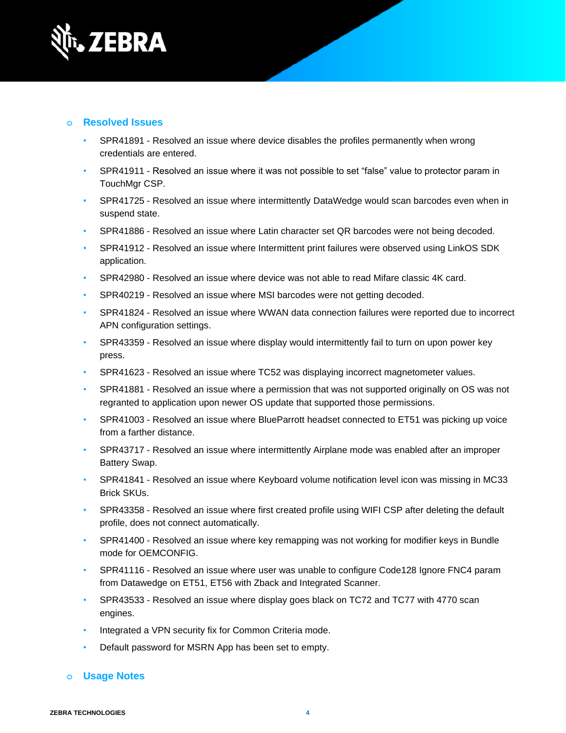- **Resolved Issues**
  - SPR41891 - Resolved an issue where device disables the profiles permanently when wrong credentials are entered.
  - SPR41911 - Resolved an issue where it was not possible to set “false” value to protector param in TouchMgr CSP.
  - SPR41725 - Resolved an issue where intermittently DataWedge would scan barcodes even when in suspend state.
  - SPR41886 - Resolved an issue where Latin character set QR barcodes were not being decoded.
  - SPR41912 - Resolved an issue where Intermittent print failures were observed using LinkOS SDK application.
  - SPR42980 - Resolved an issue where device was not able to read Mifare classic 4K card.
  - SPR40219 - Resolved an issue where MSI barcodes were not getting decoded.
  - SPR41824 - Resolved an issue where WWAN data connection failures were reported due to incorrect APN configuration settings.
  - SPR43359 - Resolved an issue where display would intermittently fail to turn on upon power key press.
  - SPR41623 - Resolved an issue where TC52 was displaying incorrect magnetometer values.
  - SPR41881 - Resolved an issue where a permission that was not supported originally on OS was not regranted to application upon newer OS update that supported those permissions.
  - SPR41003 - Resolved an issue where BlueParrott headset connected to ET51 was picking up voice from a farther distance.
  - SPR43717 - Resolved an issue where intermittently Airplane mode was enabled after an improper Battery Swap.
  - SPR41841 - Resolved an issue where Keyboard volume notification level icon was missing in MC33 Brick SKUs.
  - SPR43358 - Resolved an issue where first created profile using WIFI CSP after deleting the default profile, does not connect automatically.
  - SPR41400 - Resolved an issue where key remapping was not working for modifier keys in Bundle mode for OEMCONFIG.
  - SPR41116 - Resolved an issue where user was unable to configure Code128 Ignore FNC4 param from Datawedge on ET51, ET56 with Zback and Integrated Scanner.
  - SPR43533 - Resolved an issue where display goes black on TC72 and TC77 with 4770 scan engines.
  - Integrated a VPN security fix for Common Criteria mode.
  - Default password for MSRN App has been set to empty.

- **Usage Notes**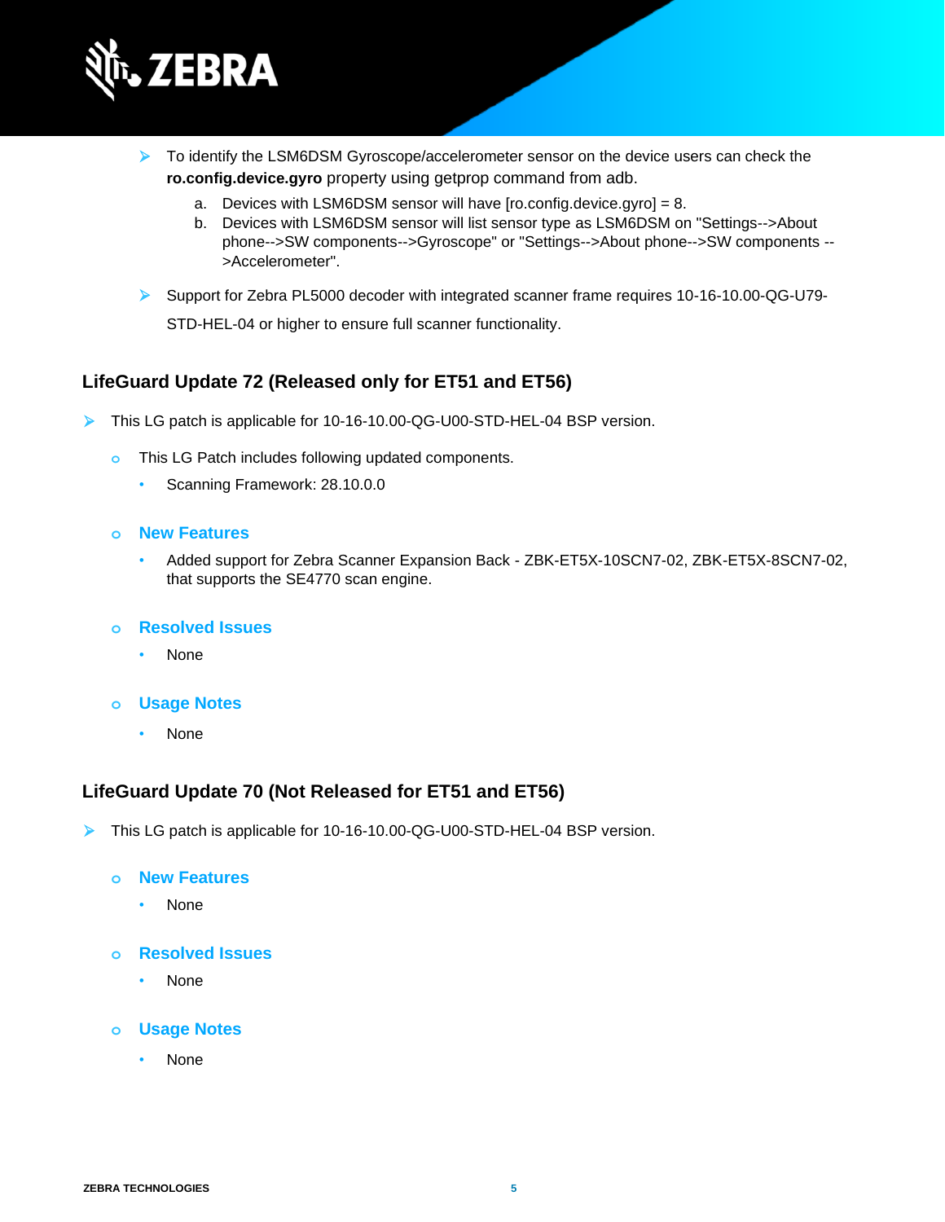- To identify the LSM6DSM Gyroscope/accelerometer sensor on the device users can check the **ro.config.device.gyro** property using getprop command from adb.
    a. Devices with LSM6DSM sensor will have [ro.config.device.gyro] = 8.
    b. Devices with LSM6DSM sensor will list sensor type as LSM6DSM on "Settings-->About phone-->SW components-->Gyroscope" or "Settings-->About phone-->SW components -->Accelerometer".

- Support for Zebra PL5000 decoder with integrated scanner frame requires 10-16-10.00-QG-U79-STD-HEL-04 or higher to ensure full scanner functionality.

## LifeGuard Update 72 (Released only for ET51 and ET56)

- This LG patch is applicable for 10-16-10.00-QG-U00-STD-HEL-04 BSP version.
    - This LG Patch includes following updated components.
        - Scanning Framework: 28.10.0.0
    - **New Features**
        - Added support for Zebra Scanner Expansion Back - ZBK-ET5X-10SCN7-02, ZBK-ET5X-8SCN7-02, that supports the SE4770 scan engine.
    - **Resolved Issues**
        - None
    - **Usage Notes**
        - None

## LifeGuard Update 70 (Not Released for ET51 and ET56)

- This LG patch is applicable for 10-16-10.00-QG-U00-STD-HEL-04 BSP version.
    - **New Features**
        - None
    - **Resolved Issues**
        - None
    - **Usage Notes**
        - None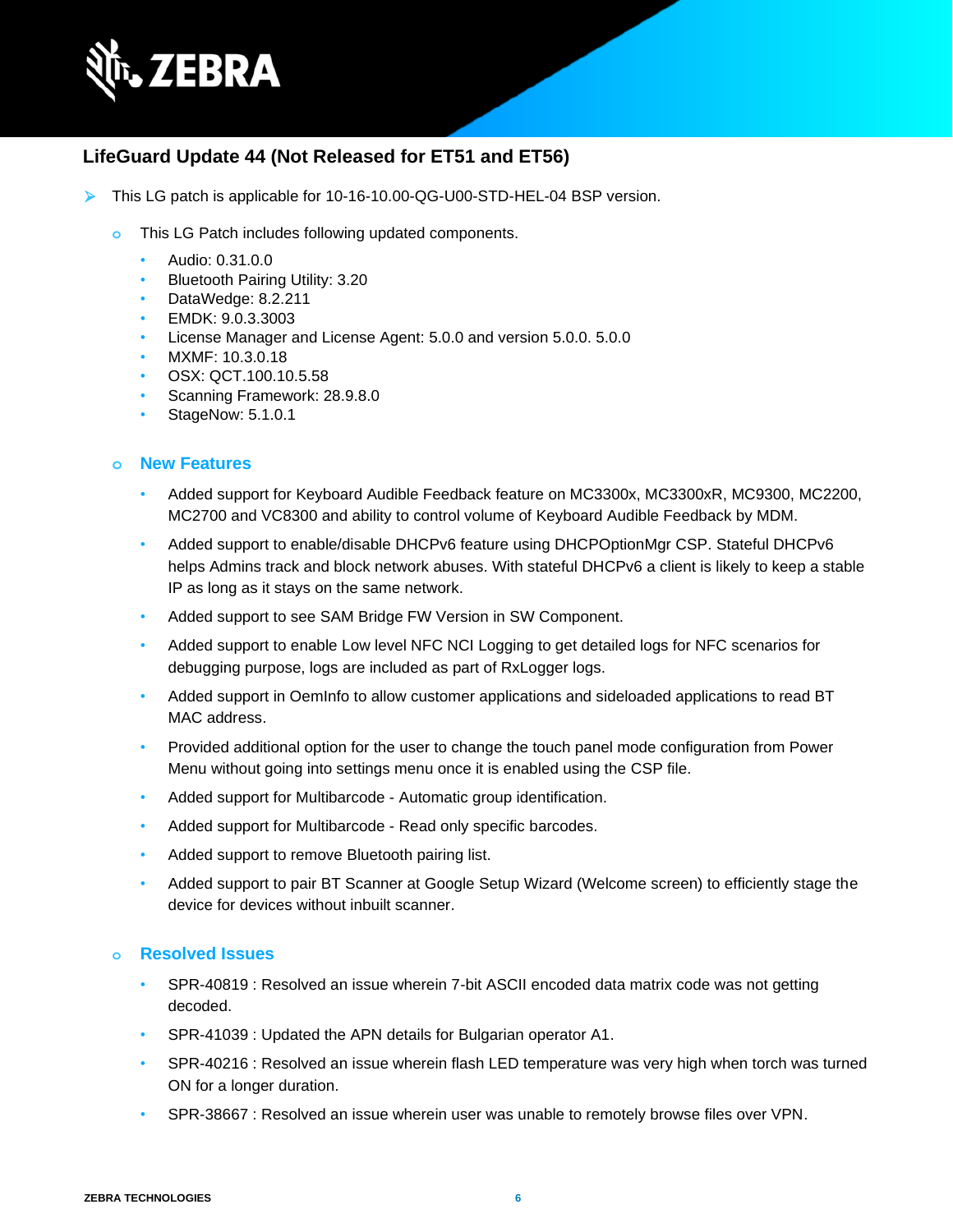## LifeGuard Update 44 (Not Released for ET51 and ET56)

- This LG patch is applicable for 10-16-10.00-QG-U00-STD-HEL-04 BSP version.
  - This LG Patch includes following updated components.
    - Audio: 0.31.0.0
    - Bluetooth Pairing Utility: 3.20
    - DataWedge: 8.2.211
    - EMDK: 9.0.3.3003
    - License Manager and License Agent: 5.0.0 and version 5.0.0. 5.0.0
    - MXMF: 10.3.0.18
    - OSX: QCT.100.10.5.58
    - Scanning Framework: 28.9.8.0
    - StageNow: 5.1.0.1
  - **New Features**
    - Added support for Keyboard Audible Feedback feature on MC3300x, MC3300xR, MC9300, MC2200, MC2700 and VC8300 and ability to control volume of Keyboard Audible Feedback by MDM.
    - Added support to enable/disable DHCPv6 feature using DHCPOptionMgr CSP. Stateful DHCPv6 helps Admins track and block network abuses. With stateful DHCPv6 a client is likely to keep a stable IP as long as it stays on the same network.
    - Added support to see SAM Bridge FW Version in SW Component.
    - Added support to enable Low level NFC NCI Logging to get detailed logs for NFC scenarios for debugging purpose, logs are included as part of RxLogger logs.
    - Added support in OemInfo to allow customer applications and sideloaded applications to read BT MAC address.
    - Provided additional option for the user to change the touch panel mode configuration from Power Menu without going into settings menu once it is enabled using the CSP file.
    - Added support for Multibarcode - Automatic group identification.
    - Added support for Multibarcode - Read only specific barcodes.
    - Added support to remove Bluetooth pairing list.
    - Added support to pair BT Scanner at Google Setup Wizard (Welcome screen) to efficiently stage the device for devices without inbuilt scanner.
  - **Resolved Issues**
    - SPR-40819 : Resolved an issue wherein 7-bit ASCII encoded data matrix code was not getting decoded.
    - SPR-41039 : Updated the APN details for Bulgarian operator A1.
    - SPR-40216 : Resolved an issue wherein flash LED temperature was very high when torch was turned ON for a longer duration.
    - SPR-38667 : Resolved an issue wherein user was unable to remotely browse files over VPN.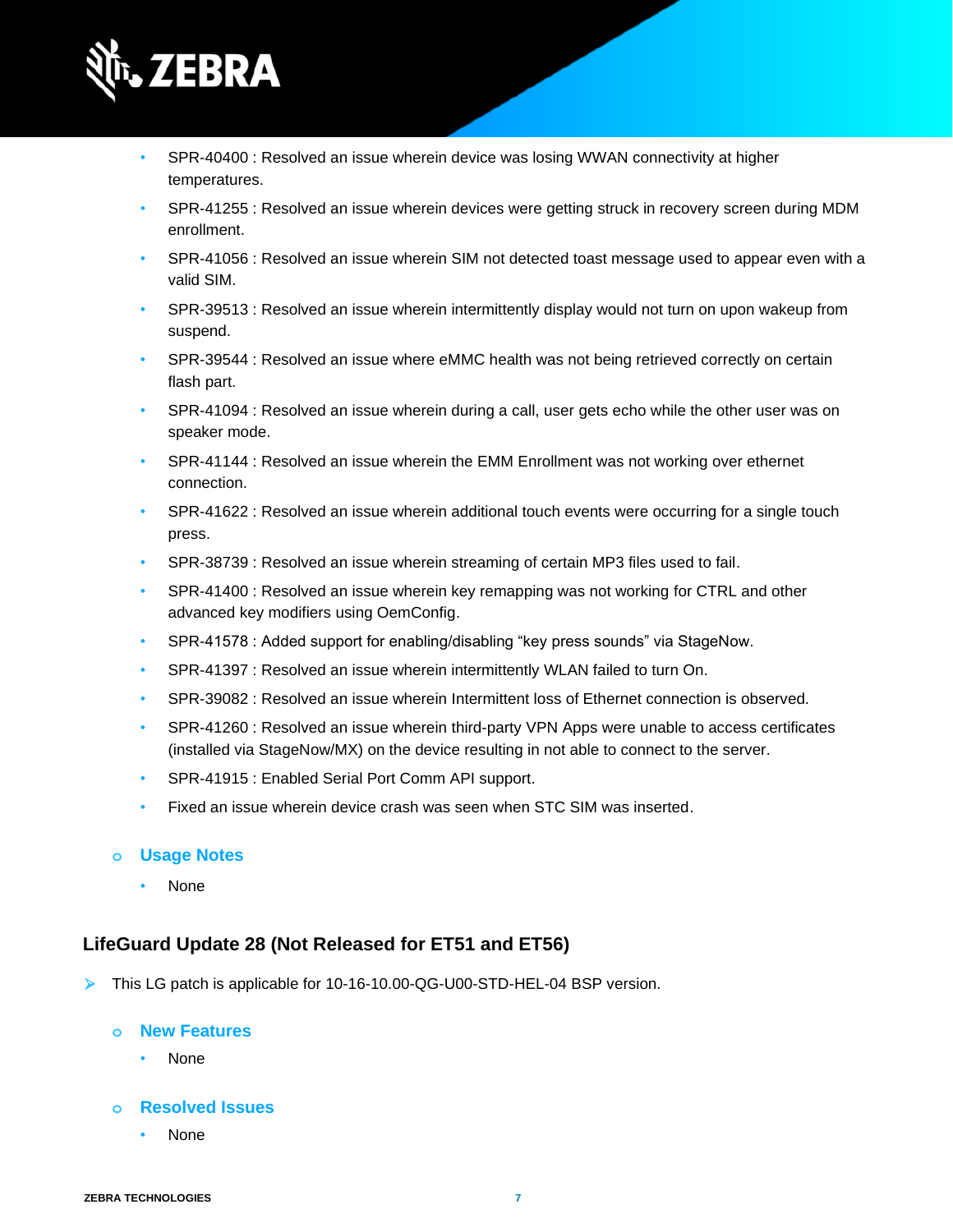- SPR-40400 : Resolved an issue wherein device was losing WWAN connectivity at higher temperatures.
- SPR-41255 : Resolved an issue wherein devices were getting struck in recovery screen during MDM enrollment.
- SPR-41056 : Resolved an issue wherein SIM not detected toast message used to appear even with a valid SIM.
- SPR-39513 : Resolved an issue wherein intermittently display would not turn on upon wakeup from suspend.
- SPR-39544 : Resolved an issue where eMMC health was not being retrieved correctly on certain flash part.
- SPR-41094 : Resolved an issue wherein during a call, user gets echo while the other user was on speaker mode.
- SPR-41144 : Resolved an issue wherein the EMM Enrollment was not working over ethernet connection.
- SPR-41622 : Resolved an issue wherein additional touch events were occurring for a single touch press.
- SPR-38739 : Resolved an issue wherein streaming of certain MP3 files used to fail.
- SPR-41400 : Resolved an issue wherein key remapping was not working for CTRL and other advanced key modifiers using OemConfig.
- SPR-41578 : Added support for enabling/disabling "key press sounds" via StageNow.
- SPR-41397 : Resolved an issue wherein intermittently WLAN failed to turn On.
- SPR-39082 : Resolved an issue wherein Intermittent loss of Ethernet connection is observed.
- SPR-41260 : Resolved an issue wherein third-party VPN Apps were unable to access certificates (installed via StageNow/MX) on the device resulting in not able to connect to the server.
- SPR-41915 : Enabled Serial Port Comm API support.
- Fixed an issue wherein device crash was seen when STC SIM was inserted.

- **Usage Notes**
  - None

### LifeGuard Update 28 (Not Released for ET51 and ET56)

- This LG patch is applicable for 10-16-10.00-QG-U00-STD-HEL-04 BSP version.

  - **New Features**
    - None
  - **Resolved Issues**
    - None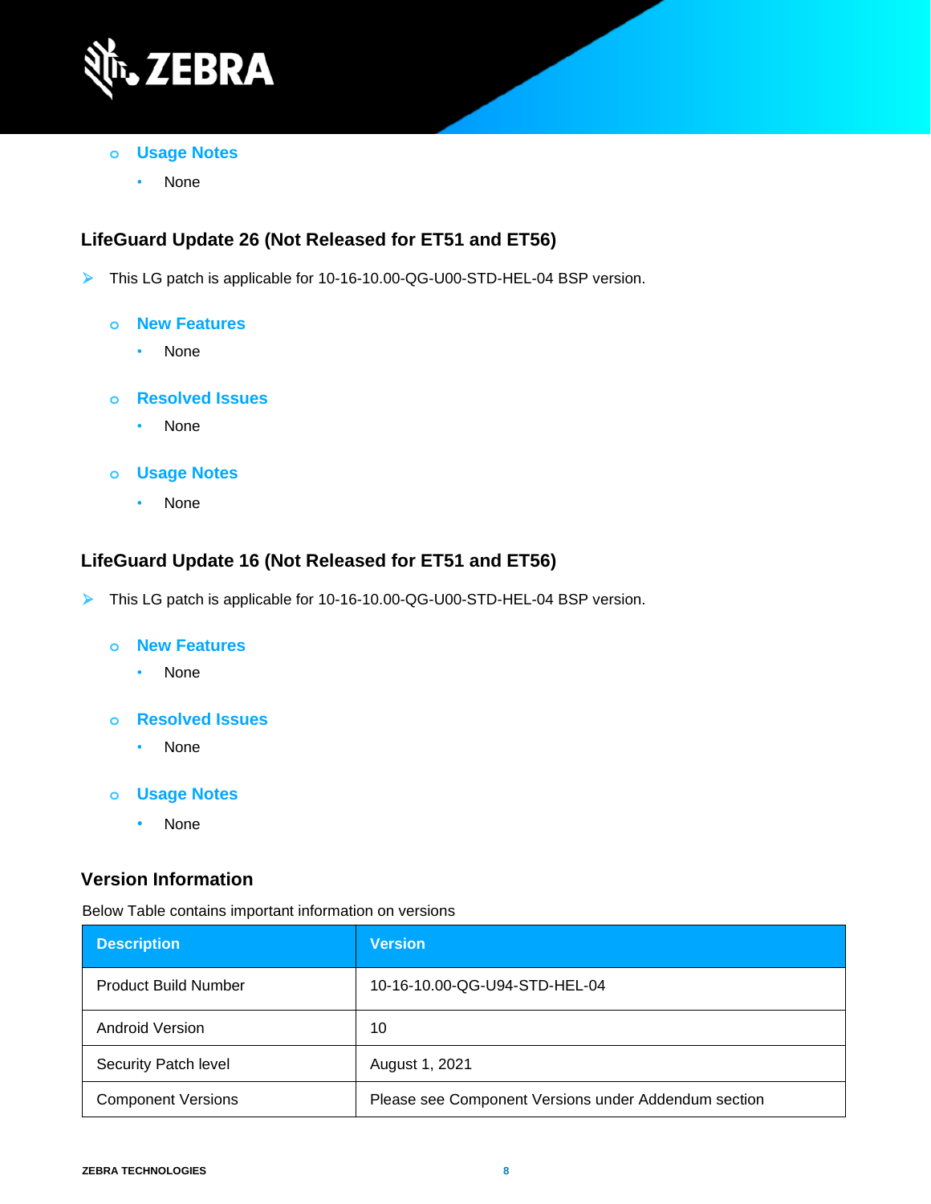- **Usage Notes**
  - None

## LifeGuard Update 26 (Not Released for ET51 and ET56)

- This LG patch is applicable for 10-16-10.00-QG-U00-STD-HEL-04 BSP version.

  - **New Features**
    - None

  - **Resolved Issues**
    - None

  - **Usage Notes**
    - None

## LifeGuard Update 16 (Not Released for ET51 and ET56)

- This LG patch is applicable for 10-16-10.00-QG-U00-STD-HEL-04 BSP version.

  - **New Features**
    - None

  - **Resolved Issues**
    - None

  - **Usage Notes**
    - None

## Version Information

Below Table contains important information on versions

| Description | Version |
|---|---|
| Product Build Number | 10-16-10.00-QG-U94-STD-HEL-04 |
| Android Version | 10 |
| Security Patch level | August 1, 2021 |
| Component Versions | Please see Component Versions under Addendum section |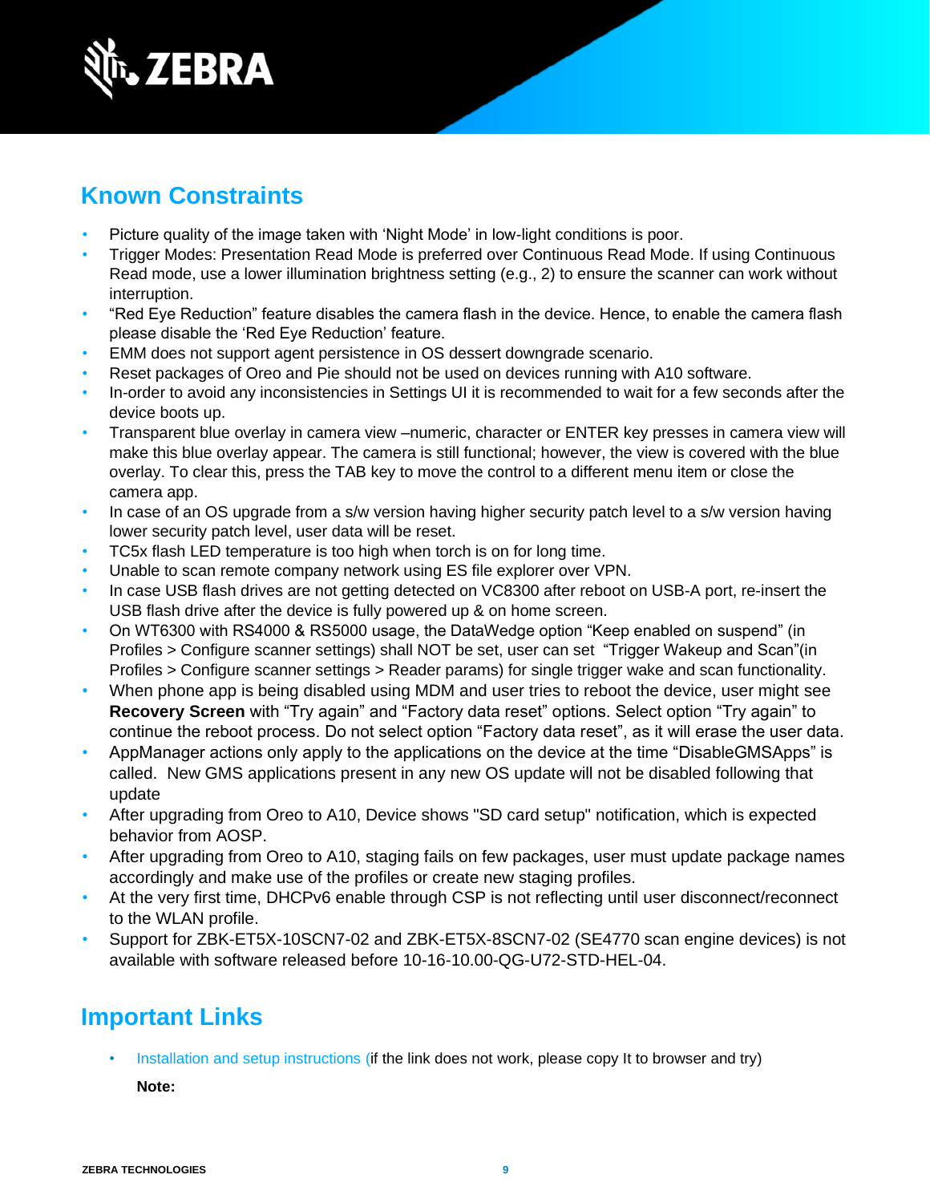## Known Constraints

- Picture quality of the image taken with 'Night Mode' in low-light conditions is poor.
- Trigger Modes: Presentation Read Mode is preferred over Continuous Read Mode. If using Continuous Read mode, use a lower illumination brightness setting (e.g., 2) to ensure the scanner can work without interruption.
- "Red Eye Reduction" feature disables the camera flash in the device. Hence, to enable the camera flash please disable the 'Red Eye Reduction' feature.
- EMM does not support agent persistence in OS dessert downgrade scenario.
- Reset packages of Oreo and Pie should not be used on devices running with A10 software.
- In-order to avoid any inconsistencies in Settings UI it is recommended to wait for a few seconds after the device boots up.
- Transparent blue overlay in camera view –numeric, character or ENTER key presses in camera view will make this blue overlay appear. The camera is still functional; however, the view is covered with the blue overlay. To clear this, press the TAB key to move the control to a different menu item or close the camera app.
- In case of an OS upgrade from a s/w version having higher security patch level to a s/w version having lower security patch level, user data will be reset.
- TC5x flash LED temperature is too high when torch is on for long time.
- Unable to scan remote company network using ES file explorer over VPN.
- In case USB flash drives are not getting detected on VC8300 after reboot on USB-A port, re-insert the USB flash drive after the device is fully powered up & on home screen.
- On WT6300 with RS4000 & RS5000 usage, the DataWedge option "Keep enabled on suspend" (in Profiles > Configure scanner settings) shall NOT be set, user can set "Trigger Wakeup and Scan"(in Profiles > Configure scanner settings > Reader params) for single trigger wake and scan functionality.
- When phone app is being disabled using MDM and user tries to reboot the device, user might see **Recovery Screen** with "Try again" and "Factory data reset" options. Select option "Try again" to continue the reboot process. Do not select option "Factory data reset", as it will erase the user data.
- AppManager actions only apply to the applications on the device at the time "DisableGMSApps" is called. New GMS applications present in any new OS update will not be disabled following that update
- After upgrading from Oreo to A10, Device shows "SD card setup" notification, which is expected behavior from AOSP.
- After upgrading from Oreo to A10, staging fails on few packages, user must update package names accordingly and make use of the profiles or create new staging profiles.
- At the very first time, DHCPv6 enable through CSP is not reflecting until user disconnect/reconnect to the WLAN profile.
- Support for ZBK-ET5X-10SCN7-02 and ZBK-ET5X-8SCN7-02 (SE4770 scan engine devices) is not available with software released before 10-16-10.00-QG-U72-STD-HEL-04.

## Important Links

- Installation and setup instructions (if the link does not work, please copy It to browser and try)

  **Note:**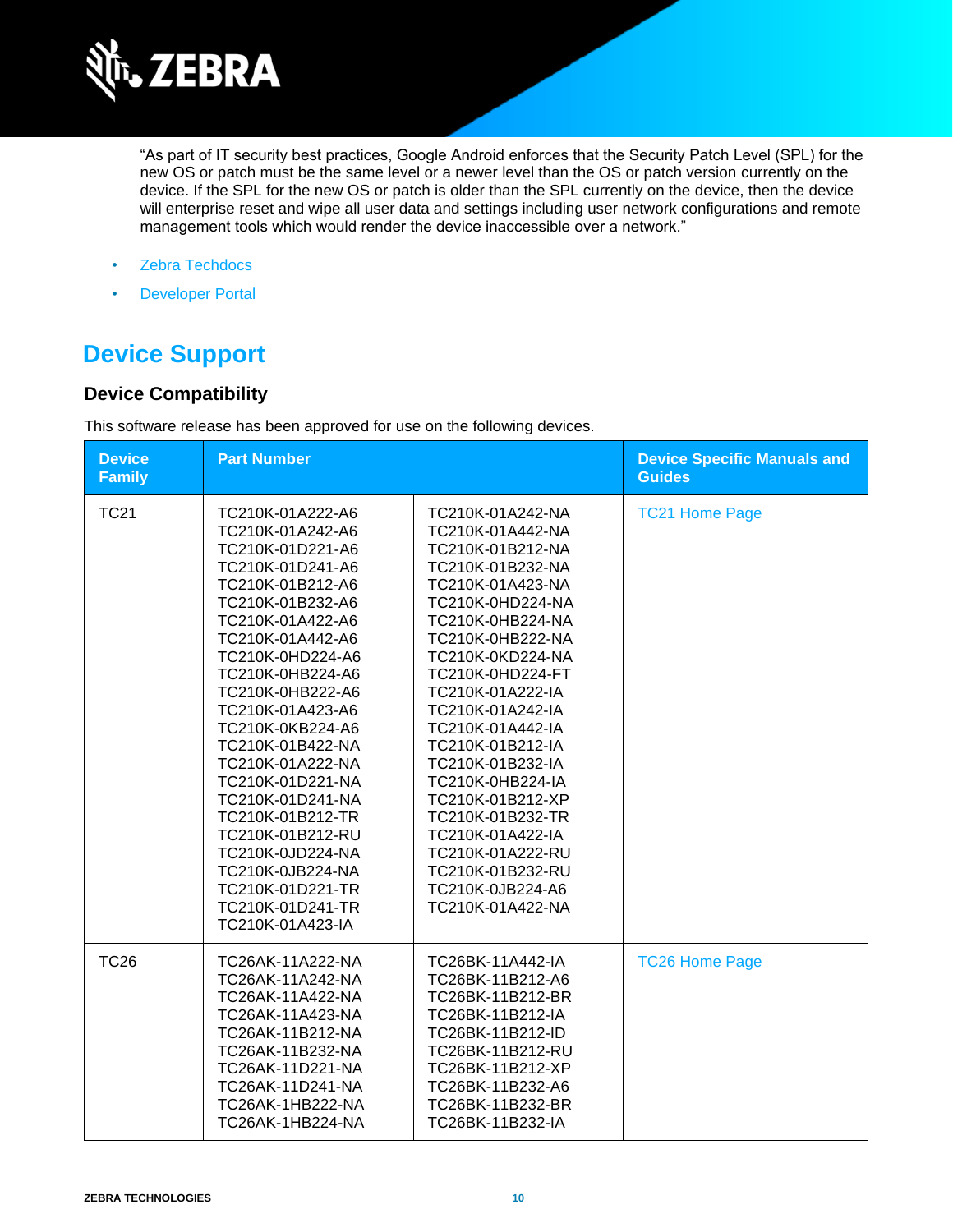"As part of IT security best practices, Google Android enforces that the Security Patch Level (SPL) for the new OS or patch must be the same level or a newer level than the OS or patch version currently on the device. If the SPL for the new OS or patch is older than the SPL currently on the device, then the device will enterprise reset and wipe all user data and settings including user network configurations and remote management tools which would render the device inaccessible over a network."

- Zebra Techdocs
- Developer Portal

# Device Support

## Device Compatibility

This software release has been approved for use on the following devices.

| Device Family | Part Number | | Device Specific Manuals and Guides |
|---|---|---|---|
| TC21 | TC210K-01A222-A6<br>TC210K-01A242-A6<br>TC210K-01D221-A6<br>TC210K-01D241-A6<br>TC210K-01B212-A6<br>TC210K-01B232-A6<br>TC210K-01A422-A6<br>TC210K-01A442-A6<br>TC210K-0HD224-A6<br>TC210K-0HB224-A6<br>TC210K-0HB222-A6<br>TC210K-01A423-A6<br>TC210K-0KB224-A6<br>TC210K-01B422-NA<br>TC210K-01A222-NA<br>TC210K-01D221-NA<br>TC210K-01D241-NA<br>TC210K-01B212-TR<br>TC210K-01B212-RU<br>TC210K-0JD224-NA<br>TC210K-0JB224-NA<br>TC210K-01D221-TR<br>TC210K-01D241-TR<br>TC210K-01A423-IA | TC210K-01A242-NA<br>TC210K-01A442-NA<br>TC210K-01B212-NA<br>TC210K-01B232-NA<br>TC210K-01A423-NA<br>TC210K-0HD224-NA<br>TC210K-0HB224-NA<br>TC210K-0HB222-NA<br>TC210K-0KD224-NA<br>TC210K-0HD224-FT<br>TC210K-01A222-IA<br>TC210K-01A242-IA<br>TC210K-01A442-IA<br>TC210K-01B212-IA<br>TC210K-01B232-IA<br>TC210K-0HB224-IA<br>TC210K-01B212-XP<br>TC210K-01B232-TR<br>TC210K-01A422-IA<br>TC210K-01A222-RU<br>TC210K-01B232-RU<br>TC210K-0JB224-A6<br>TC210K-01A422-NA | TC21 Home Page |
| TC26 | TC26AK-11A222-NA<br>TC26AK-11A242-NA<br>TC26AK-11A422-NA<br>TC26AK-11A423-NA<br>TC26AK-11B212-NA<br>TC26AK-11B232-NA<br>TC26AK-11D221-NA<br>TC26AK-11D241-NA<br>TC26AK-1HB222-NA<br>TC26AK-1HB224-NA | TC26BK-11A442-IA<br>TC26BK-11B212-A6<br>TC26BK-11B212-BR<br>TC26BK-11B212-IA<br>TC26BK-11B212-ID<br>TC26BK-11B212-RU<br>TC26BK-11B212-XP<br>TC26BK-11B232-A6<br>TC26BK-11B232-BR<br>TC26BK-11B232-IA | TC26 Home Page |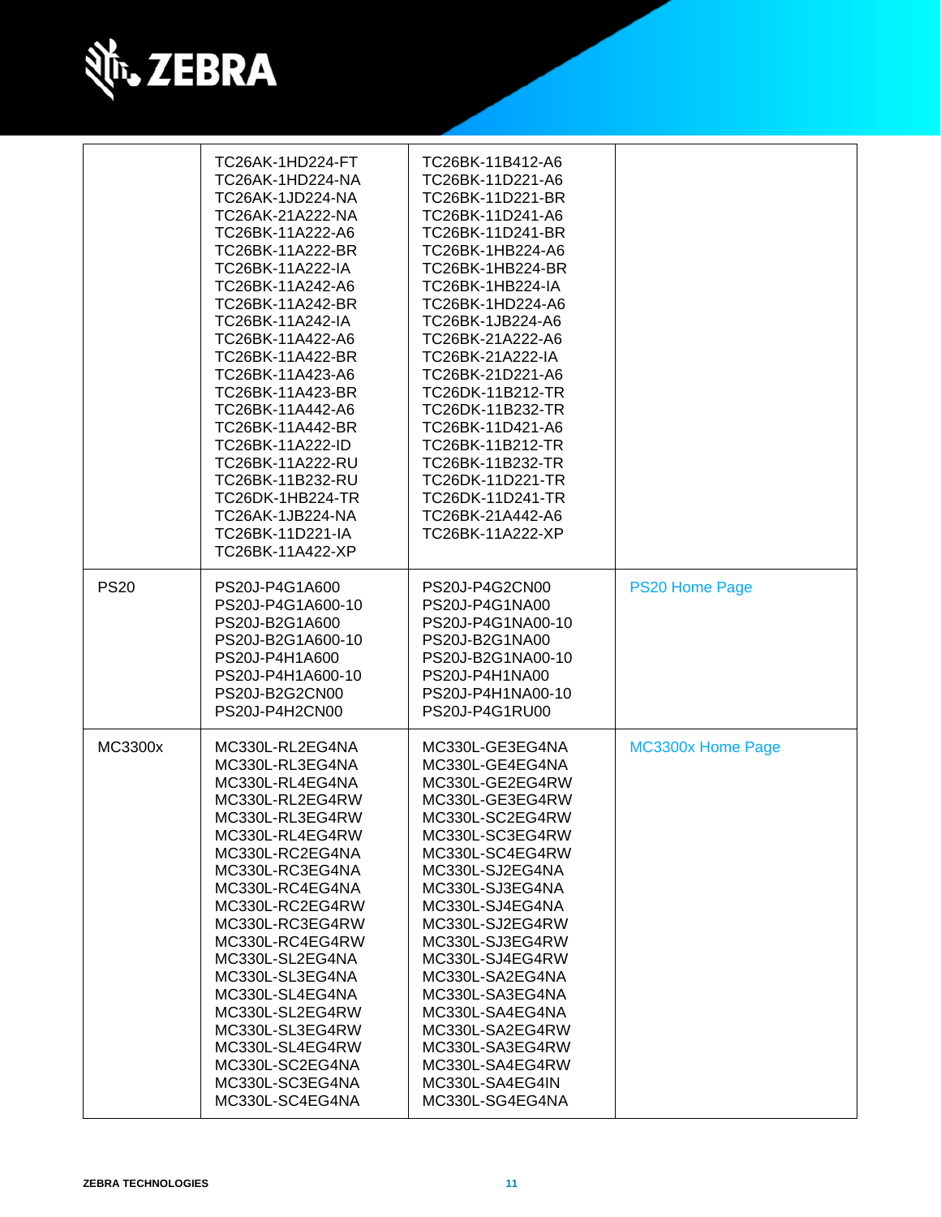| | | | |
|---|---|---|---|
| | TC26AK-1HD224-FT<br>TC26AK-1HD224-NA<br>TC26AK-1JD224-NA<br>TC26AK-21A222-NA<br>TC26BK-11A222-A6<br>TC26BK-11A222-BR<br>TC26BK-11A222-IA<br>TC26BK-11A242-A6<br>TC26BK-11A242-BR<br>TC26BK-11A242-IA<br>TC26BK-11A422-A6<br>TC26BK-11A422-BR<br>TC26BK-11A423-A6<br>TC26BK-11A423-BR<br>TC26BK-11A442-A6<br>TC26BK-11A442-BR<br>TC26BK-11A222-ID<br>TC26BK-11A222-RU<br>TC26BK-11B232-RU<br>TC26DK-1HB224-TR<br>TC26AK-1JB224-NA<br>TC26BK-11D221-IA<br>TC26BK-11A422-XP | TC26BK-11B412-A6<br>TC26BK-11D221-A6<br>TC26BK-11D221-BR<br>TC26BK-11D241-A6<br>TC26BK-11D241-BR<br>TC26BK-1HB224-A6<br>TC26BK-1HB224-BR<br>TC26BK-1HB224-IA<br>TC26BK-1HD224-A6<br>TC26BK-1JB224-A6<br>TC26BK-21A222-A6<br>TC26BK-21A222-IA<br>TC26BK-21D221-A6<br>TC26DK-11B212-TR<br>TC26DK-11B232-TR<br>TC26BK-11D421-A6<br>TC26BK-11B212-TR<br>TC26BK-11B232-TR<br>TC26DK-11D221-TR<br>TC26DK-11D241-TR<br>TC26BK-21A442-A6<br>TC26BK-11A222-XP | |
| PS20 | PS20J-P4G1A600<br>PS20J-P4G1A600-10<br>PS20J-B2G1A600<br>PS20J-B2G1A600-10<br>PS20J-P4H1A600<br>PS20J-P4H1A600-10<br>PS20J-B2G2CN00<br>PS20J-P4H2CN00 | PS20J-P4G2CN00<br>PS20J-P4G1NA00<br>PS20J-P4G1NA00-10<br>PS20J-B2G1NA00<br>PS20J-B2G1NA00-10<br>PS20J-P4H1NA00<br>PS20J-P4H1NA00-10<br>PS20J-P4G1RU00 | PS20 Home Page |
| MC3300x | MC330L-RL2EG4NA<br>MC330L-RL3EG4NA<br>MC330L-RL4EG4NA<br>MC330L-RL2EG4RW<br>MC330L-RL3EG4RW<br>MC330L-RL4EG4RW<br>MC330L-RC2EG4NA<br>MC330L-RC3EG4NA<br>MC330L-RC4EG4NA<br>MC330L-RC2EG4RW<br>MC330L-RC3EG4RW<br>MC330L-RC4EG4RW<br>MC330L-SL2EG4NA<br>MC330L-SL3EG4NA<br>MC330L-SL4EG4NA<br>MC330L-SL2EG4RW<br>MC330L-SL3EG4RW<br>MC330L-SL4EG4RW<br>MC330L-SC2EG4NA<br>MC330L-SC3EG4NA<br>MC330L-SC4EG4NA | MC330L-GE3EG4NA<br>MC330L-GE4EG4NA<br>MC330L-GE2EG4RW<br>MC330L-GE3EG4RW<br>MC330L-SC2EG4RW<br>MC330L-SC3EG4RW<br>MC330L-SC4EG4RW<br>MC330L-SJ2EG4NA<br>MC330L-SJ3EG4NA<br>MC330L-SJ4EG4NA<br>MC330L-SJ2EG4RW<br>MC330L-SJ3EG4RW<br>MC330L-SJ4EG4RW<br>MC330L-SA2EG4NA<br>MC330L-SA3EG4NA<br>MC330L-SA4EG4NA<br>MC330L-SA2EG4RW<br>MC330L-SA3EG4RW<br>MC330L-SA4EG4RW<br>MC330L-SA4EG4IN<br>MC330L-SG4EG4NA | MC3300x Home Page |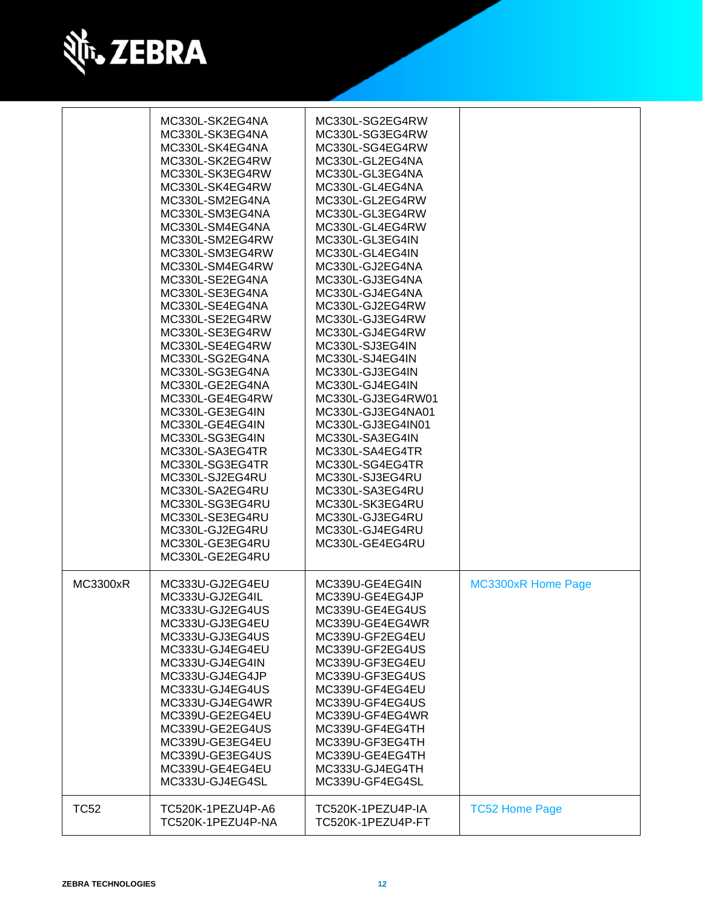| | | | |
|---|---|---|---|
| | MC330L-SK2EG4NA<br>MC330L-SK3EG4NA<br>MC330L-SK4EG4NA<br>MC330L-SK2EG4RW<br>MC330L-SK3EG4RW<br>MC330L-SK4EG4RW<br>MC330L-SM2EG4NA<br>MC330L-SM3EG4NA<br>MC330L-SM4EG4NA<br>MC330L-SM2EG4RW<br>MC330L-SM3EG4RW<br>MC330L-SM4EG4RW<br>MC330L-SE2EG4NA<br>MC330L-SE3EG4NA<br>MC330L-SE4EG4NA<br>MC330L-SE2EG4RW<br>MC330L-SE3EG4RW<br>MC330L-SE4EG4RW<br>MC330L-SG2EG4NA<br>MC330L-SG3EG4NA<br>MC330L-GE2EG4NA<br>MC330L-GE4EG4RW<br>MC330L-GE3EG4IN<br>MC330L-GE4EG4IN<br>MC330L-SG3EG4IN<br>MC330L-SA3EG4TR<br>MC330L-SG3EG4TR<br>MC330L-SJ2EG4RU<br>MC330L-SA2EG4RU<br>MC330L-SG3EG4RU<br>MC330L-SE3EG4RU<br>MC330L-GJ2EG4RU<br>MC330L-GE3EG4RU<br>MC330L-GE2EG4RU | MC330L-SG2EG4RW<br>MC330L-SG3EG4RW<br>MC330L-SG4EG4RW<br>MC330L-GL2EG4NA<br>MC330L-GL3EG4NA<br>MC330L-GL4EG4NA<br>MC330L-GL2EG4RW<br>MC330L-GL3EG4RW<br>MC330L-GL4EG4RW<br>MC330L-GL3EG4IN<br>MC330L-GL4EG4IN<br>MC330L-GJ2EG4NA<br>MC330L-GJ3EG4NA<br>MC330L-GJ4EG4NA<br>MC330L-GJ2EG4RW<br>MC330L-GJ3EG4RW<br>MC330L-GJ4EG4RW<br>MC330L-SJ3EG4IN<br>MC330L-SJ4EG4IN<br>MC330L-GJ3EG4IN<br>MC330L-GJ4EG4IN<br>MC330L-GJ3EG4RW01<br>MC330L-GJ3EG4NA01<br>MC330L-GJ3EG4IN01<br>MC330L-SA3EG4IN<br>MC330L-SA4EG4TR<br>MC330L-SG4EG4TR<br>MC330L-SJ3EG4RU<br>MC330L-SA3EG4RU<br>MC330L-SK3EG4RU<br>MC330L-GJ3EG4RU<br>MC330L-GJ4EG4RU<br>MC330L-GE4EG4RU | |
| MC3300xR | MC333U-GJ2EG4EU<br>MC333U-GJ2EG4IL<br>MC333U-GJ2EG4US<br>MC333U-GJ3EG4EU<br>MC333U-GJ3EG4US<br>MC333U-GJ4EG4EU<br>MC333U-GJ4EG4IN<br>MC333U-GJ4EG4JP<br>MC333U-GJ4EG4US<br>MC333U-GJ4EG4WR<br>MC339U-GE2EG4EU<br>MC339U-GE2EG4US<br>MC339U-GE3EG4EU<br>MC339U-GE3EG4US<br>MC339U-GE4EG4EU<br>MC333U-GJ4EG4SL | MC339U-GE4EG4IN<br>MC339U-GE4EG4JP<br>MC339U-GE4EG4US<br>MC339U-GE4EG4WR<br>MC339U-GF2EG4EU<br>MC339U-GF2EG4US<br>MC339U-GF3EG4EU<br>MC339U-GF3EG4US<br>MC339U-GF4EG4EU<br>MC339U-GF4EG4US<br>MC339U-GF4EG4WR<br>MC339U-GF4EG4TH<br>MC339U-GF3EG4TH<br>MC339U-GE4EG4TH<br>MC333U-GJ4EG4TH<br>MC339U-GF4EG4SL | MC3300xR Home Page |
| TC52 | TC520K-1PEZU4P-A6<br>TC520K-1PEZU4P-NA | TC520K-1PEZU4P-IA<br>TC520K-1PEZU4P-FT | TC52 Home Page |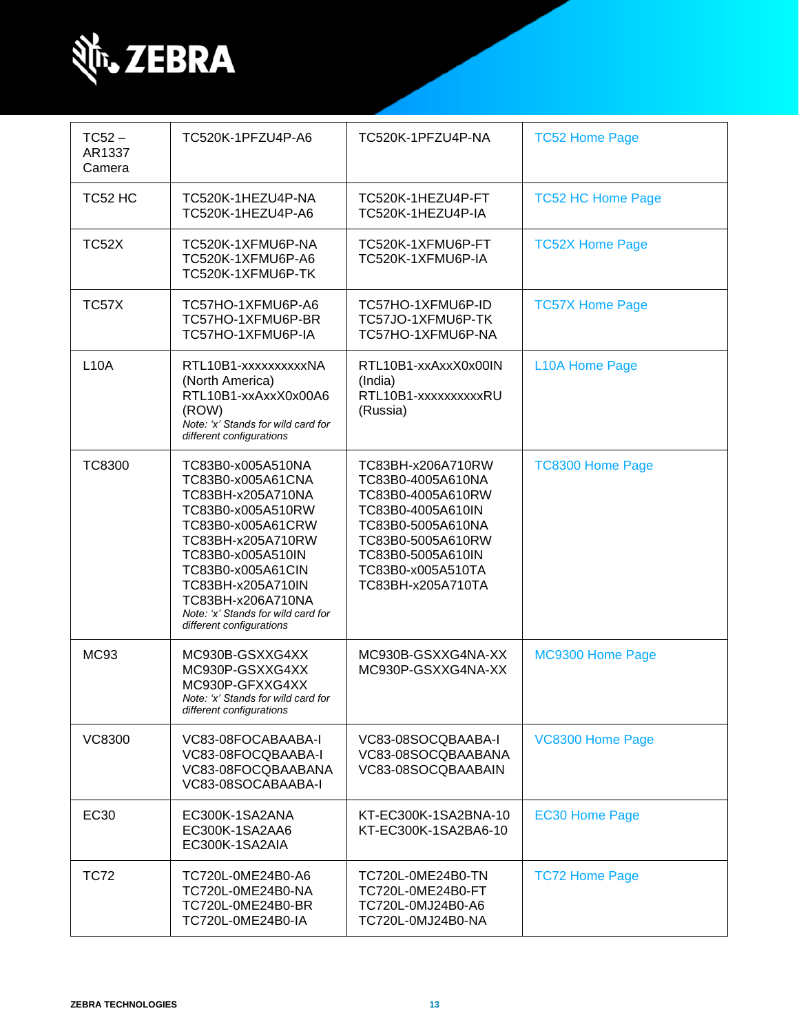| TC52 – AR1337 Camera | TC520K-1PFZU4P-A6 | TC520K-1PFZU4P-NA | TC52 Home Page |
|---|---|---|---|
| TC52 HC | TC520K-1HEZU4P-NA<br>TC520K-1HEZU4P-A6 | TC520K-1HEZU4P-FT<br>TC520K-1HEZU4P-IA | TC52 HC Home Page |
| TC52X | TC520K-1XFMU6P-NA<br>TC520K-1XFMU6P-A6<br>TC520K-1XFMU6P-TK | TC520K-1XFMU6P-FT<br>TC520K-1XFMU6P-IA | TC52X Home Page |
| TC57X | TC57HO-1XFMU6P-A6<br>TC57HO-1XFMU6P-BR<br>TC57HO-1XFMU6P-IA | TC57HO-1XFMU6P-ID<br>TC57JO-1XFMU6P-TK<br>TC57HO-1XFMU6P-NA | TC57X Home Page |
| L10A | RTL10B1-xxxxxxxxxxNA (North America)<br>RTL10B1-xxAxxX0x00A6 (ROW)<br>*Note: 'x' Stands for wild card for different configurations* | RTL10B1-xxAxxX0x00IN (India)<br>RTL10B1-xxxxxxxxxxRU (Russia) | L10A Home Page |
| TC8300 | TC83B0-x005A510NA<br>TC83B0-x005A61CNA<br>TC83BH-x205A710NA<br>TC83B0-x005A510RW<br>TC83B0-x005A61CRW<br>TC83BH-x205A710RW<br>TC83B0-x005A510IN<br>TC83B0-x005A61CIN<br>TC83BH-x205A710IN<br>TC83BH-x206A710NA<br>*Note: 'x' Stands for wild card for different configurations* | TC83BH-x206A710RW<br>TC83B0-4005A610NA<br>TC83B0-4005A610RW<br>TC83B0-4005A610IN<br>TC83B0-5005A610NA<br>TC83B0-5005A610RW<br>TC83B0-5005A610IN<br>TC83B0-x005A510TA<br>TC83BH-x205A710TA | TC8300 Home Page |
| MC93 | MC930B-GSXXG4XX<br>MC930P-GSXXG4XX<br>MC930P-GFXXG4XX<br>*Note: 'x' Stands for wild card for different configurations* | MC930B-GSXXG4NA-XX<br>MC930P-GSXXG4NA-XX | MC9300 Home Page |
| VC8300 | VC83-08FOCABAABA-I<br>VC83-08FOCQBAABA-I<br>VC83-08FOCQBAABANA<br>VC83-08SOCABAABA-I | VC83-08SOCQBAABA-I<br>VC83-08SOCQBAABANA<br>VC83-08SOCQBAABAIN | VC8300 Home Page |
| EC30 | EC300K-1SA2ANA<br>EC300K-1SA2AA6<br>EC300K-1SA2AIA | KT-EC300K-1SA2BNA-10<br>KT-EC300K-1SA2BA6-10 | EC30 Home Page |
| TC72 | TC720L-0ME24B0-A6<br>TC720L-0ME24B0-NA<br>TC720L-0ME24B0-BR<br>TC720L-0ME24B0-IA | TC720L-0ME24B0-TN<br>TC720L-0ME24B0-FT<br>TC720L-0MJ24B0-A6<br>TC720L-0MJ24B0-NA | TC72 Home Page |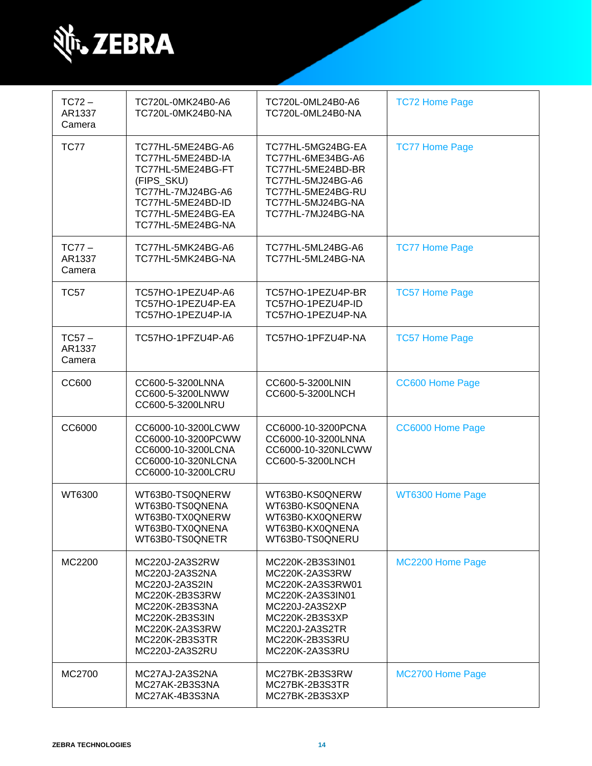| | | | |
|---|---|---|---|
| TC72 – AR1337 Camera | TC720L-0MK24B0-A6<br>TC720L-0MK24B0-NA | TC720L-0ML24B0-A6<br>TC720L-0ML24B0-NA | TC72 Home Page |
| TC77 | TC77HL-5ME24BG-A6<br>TC77HL-5ME24BD-IA<br>TC77HL-5ME24BG-FT (FIPS_SKU)<br>TC77HL-7MJ24BG-A6<br>TC77HL-5ME24BD-ID<br>TC77HL-5ME24BG-EA<br>TC77HL-5ME24BG-NA | TC77HL-5MG24BG-EA<br>TC77HL-6ME34BG-A6<br>TC77HL-5ME24BD-BR<br>TC77HL-5MJ24BG-A6<br>TC77HL-5ME24BG-RU<br>TC77HL-5MJ24BG-NA<br>TC77HL-7MJ24BG-NA | TC77 Home Page |
| TC77 – AR1337 Camera | TC77HL-5MK24BG-A6<br>TC77HL-5MK24BG-NA | TC77HL-5ML24BG-A6<br>TC77HL-5ML24BG-NA | TC77 Home Page |
| TC57 | TC57HO-1PEZU4P-A6<br>TC57HO-1PEZU4P-EA<br>TC57HO-1PEZU4P-IA | TC57HO-1PEZU4P-BR<br>TC57HO-1PEZU4P-ID<br>TC57HO-1PEZU4P-NA | TC57 Home Page |
| TC57 – AR1337 Camera | TC57HO-1PFZU4P-A6 | TC57HO-1PFZU4P-NA | TC57 Home Page |
| CC600 | CC600-5-3200LNNA<br>CC600-5-3200LNWW<br>CC600-5-3200LNRU | CC600-5-3200LNIN<br>CC600-5-3200LNCH | CC600 Home Page |
| CC6000 | CC6000-10-3200LCWW<br>CC6000-10-3200PCWW<br>CC6000-10-3200LCNA<br>CC6000-10-320NLCNA<br>CC6000-10-3200LCRU | CC6000-10-3200PCNA<br>CC6000-10-3200LNNA<br>CC6000-10-320NLCWW<br>CC600-5-3200LNCH | CC6000 Home Page |
| WT6300 | WT63B0-TS0QNERW<br>WT63B0-TS0QNENA<br>WT63B0-TX0QNERW<br>WT63B0-TX0QNENA<br>WT63B0-TS0QNETR | WT63B0-KS0QNERW<br>WT63B0-KS0QNENA<br>WT63B0-KX0QNERW<br>WT63B0-KX0QNENA<br>WT63B0-TS0QNERU | WT6300 Home Page |
| MC2200 | MC220J-2A3S2RW<br>MC220J-2A3S2NA<br>MC220J-2A3S2IN<br>MC220K-2B3S3RW<br>MC220K-2B3S3NA<br>MC220K-2B3S3IN<br>MC220K-2A3S3RW<br>MC220K-2B3S3TR<br>MC220J-2A3S2RU | MC220K-2B3S3IN01<br>MC220K-2A3S3RW<br>MC220K-2A3S3RW01<br>MC220K-2A3S3IN01<br>MC220J-2A3S2XP<br>MC220K-2B3S3XP<br>MC220J-2A3S2TR<br>MC220K-2B3S3RU<br>MC220K-2A3S3RU | MC2200 Home Page |
| MC2700 | MC27AJ-2A3S2NA<br>MC27AK-2B3S3NA<br>MC27AK-4B3S3NA | MC27BK-2B3S3RW<br>MC27BK-2B3S3TR<br>MC27BK-2B3S3XP | MC2700 Home Page |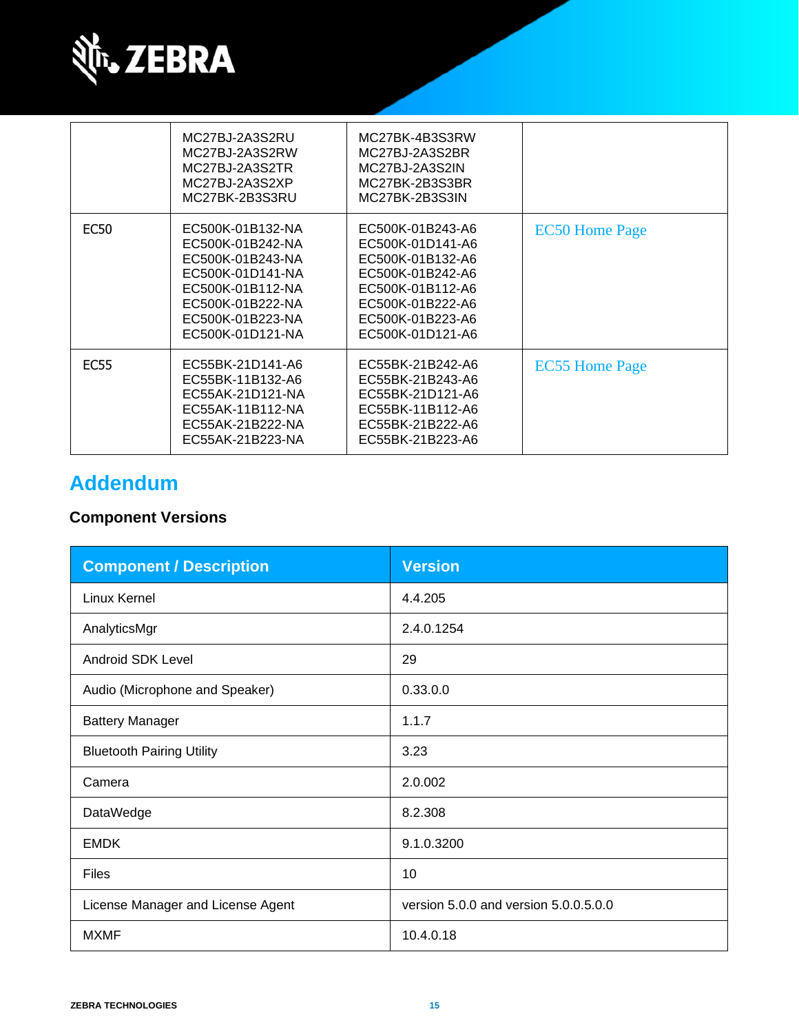| | | | |
|---|---|---|---|
| | MC27BJ-2A3S2RU<br>MC27BJ-2A3S2RW<br>MC27BJ-2A3S2TR<br>MC27BJ-2A3S2XP<br>MC27BK-2B3S3RU | MC27BK-4B3S3RW<br>MC27BJ-2A3S2BR<br>MC27BJ-2A3S2IN<br>MC27BK-2B3S3BR<br>MC27BK-2B3S3IN | |
| EC50 | EC500K-01B132-NA<br>EC500K-01B242-NA<br>EC500K-01B243-NA<br>EC500K-01D141-NA<br>EC500K-01B112-NA<br>EC500K-01B222-NA<br>EC500K-01B223-NA<br>EC500K-01D121-NA | EC500K-01B243-A6<br>EC500K-01D141-A6<br>EC500K-01B132-A6<br>EC500K-01B242-A6<br>EC500K-01B112-A6<br>EC500K-01B222-A6<br>EC500K-01B223-A6<br>EC500K-01D121-A6 | EC50 Home Page |
| EC55 | EC55BK-21D141-A6<br>EC55BK-11B132-A6<br>EC55AK-21D121-NA<br>EC55AK-11B112-NA<br>EC55AK-21B222-NA<br>EC55AK-21B223-NA | EC55BK-21B242-A6<br>EC55BK-21B243-A6<br>EC55BK-21D121-A6<br>EC55BK-11B112-A6<br>EC55BK-21B222-A6<br>EC55BK-21B223-A6 | EC55 Home Page |

# Addendum

### Component Versions

| Component / Description | Version |
|---|---|
| Linux Kernel | 4.4.205 |
| AnalyticsMgr | 2.4.0.1254 |
| Android SDK Level | 29 |
| Audio (Microphone and Speaker) | 0.33.0.0 |
| Battery Manager | 1.1.7 |
| Bluetooth Pairing Utility | 3.23 |
| Camera | 2.0.002 |
| DataWedge | 8.2.308 |
| EMDK | 9.1.0.3200 |
| Files | 10 |
| License Manager and License Agent | version 5.0.0 and version 5.0.0.5.0.0 |
| MXMF | 10.4.0.18 |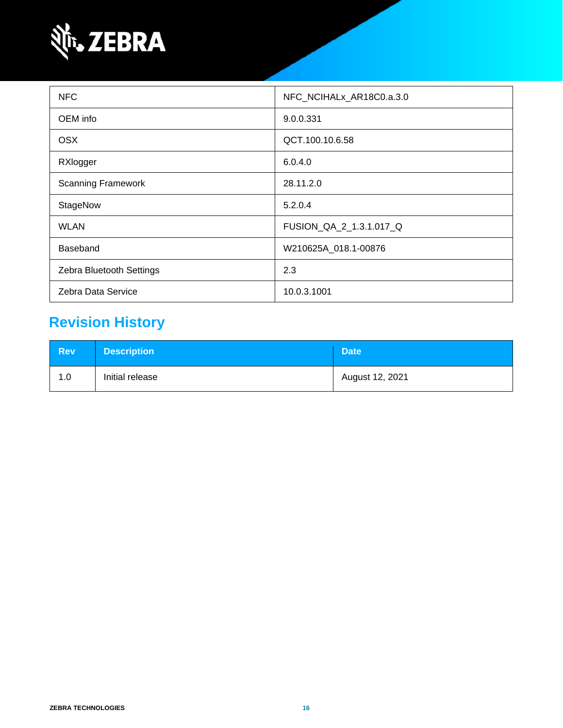| | |
|---|---|
| NFC | NFC_NCIHALx_AR18C0.a.3.0 |
| OEM info | 9.0.0.331 |
| OSX | QCT.100.10.6.58 |
| RXlogger | 6.0.4.0 |
| Scanning Framework | 28.11.2.0 |
| StageNow | 5.2.0.4 |
| WLAN | FUSION_QA_2_1.3.1.017_Q |
| Baseband | W210625A_018.1-00876 |
| Zebra Bluetooth Settings | 2.3 |
| Zebra Data Service | 10.0.3.1001 |

## Revision History

| Rev | Description | Date |
|---|---|---|
| 1.0 | Initial release | August 12, 2021 |